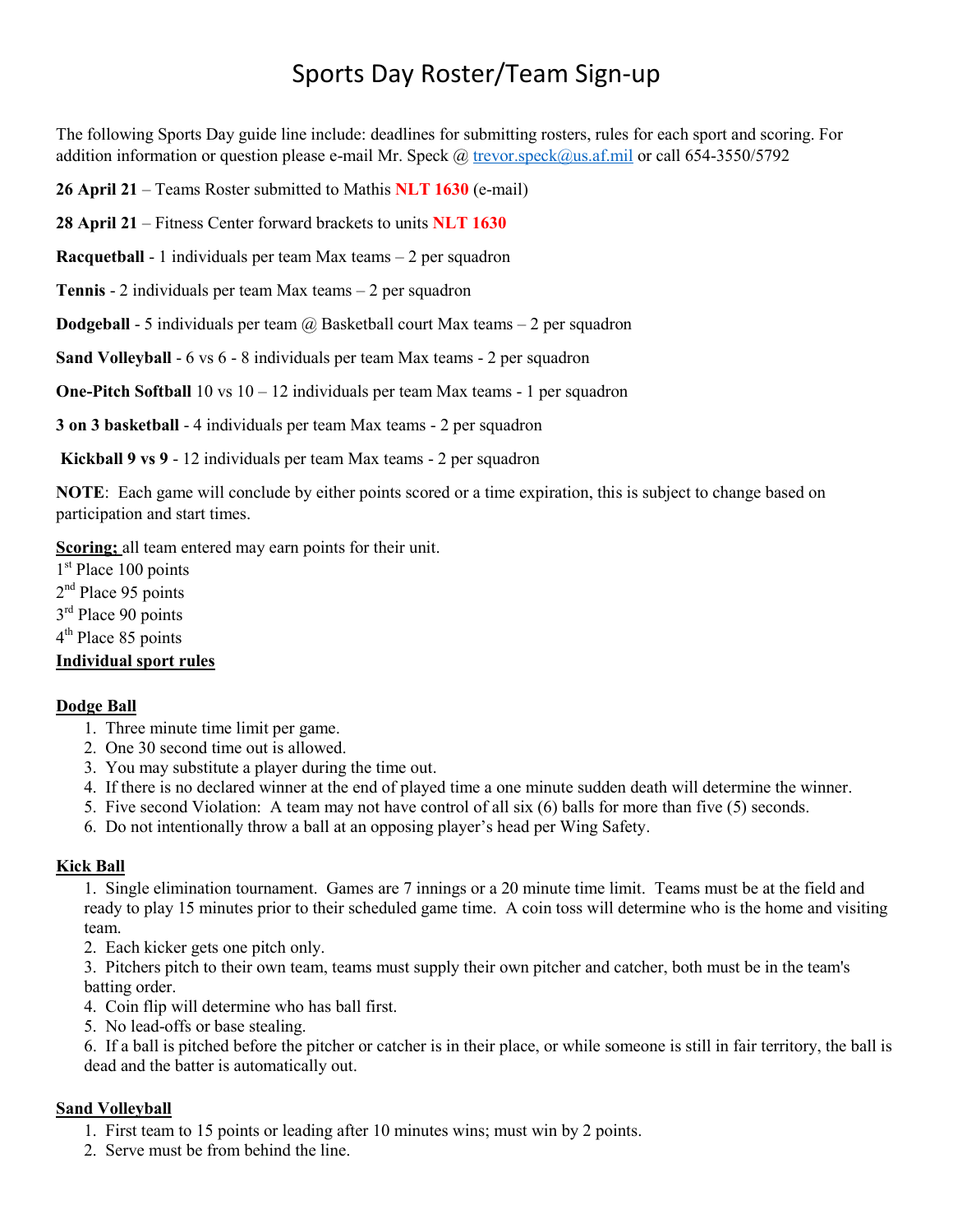# Sports Day Roster/Team Sign-up

The following Sports Day guide line include: deadlines for submitting rosters, rules for each sport and scoring. For addition information or question please e-mail Mr. Speck @ trevor.speck@us.af.mil or call 654-3550/5792

**26 April 21** – Teams Roster submitted to Mathis **NLT 1630** (e-mail)

**28 April 21** – Fitness Center forward brackets to units **NLT 1630**

**Racquetball** - 1 individuals per team Max teams – 2 per squadron

**Tennis** - 2 individuals per team Max teams – 2 per squadron

**Dodgeball** - 5 individuals per team @ Basketball court Max teams – 2 per squadron

**Sand Volleyball** - 6 vs 6 - 8 individuals per team Max teams - 2 per squadron

**One-Pitch Softball** 10 vs 10 – 12 individuals per team Max teams - 1 per squadron

**3 on 3 basketball** - 4 individuals per team Max teams - 2 per squadron

**Kickball 9 vs 9** - 12 individuals per team Max teams - 2 per squadron

**NOTE**: Each game will conclude by either points scored or a time expiration, this is subject to change based on participation and start times.

**Scoring;** all team entered may earn points for their unit.
1st Place 100 points
2nd Place 95 points
3rd Place 90 points
4th Place 85 points

**Individual sport rules**

**Dodge Ball**

1. Three minute time limit per game.
2. One 30 second time out is allowed.
3. You may substitute a player during the time out.
4. If there is no declared winner at the end of played time a one minute sudden death will determine the winner.
5. Five second Violation: A team may not have control of all six (6) balls for more than five (5) seconds.
6. Do not intentionally throw a ball at an opposing player's head per Wing Safety.

**Kick Ball**

1. Single elimination tournament. Games are 7 innings or a 20 minute time limit. Teams must be at the field and ready to play 15 minutes prior to their scheduled game time. A coin toss will determine who is the home and visiting team.
2. Each kicker gets one pitch only.
3. Pitchers pitch to their own team, teams must supply their own pitcher and catcher, both must be in the team's batting order.
4. Coin flip will determine who has ball first.
5. No lead-offs or base stealing.
6. If a ball is pitched before the pitcher or catcher is in their place, or while someone is still in fair territory, the ball is dead and the batter is automatically out.

**Sand Volleyball**

1. First team to 15 points or leading after 10 minutes wins; must win by 2 points.
2. Serve must be from behind the line.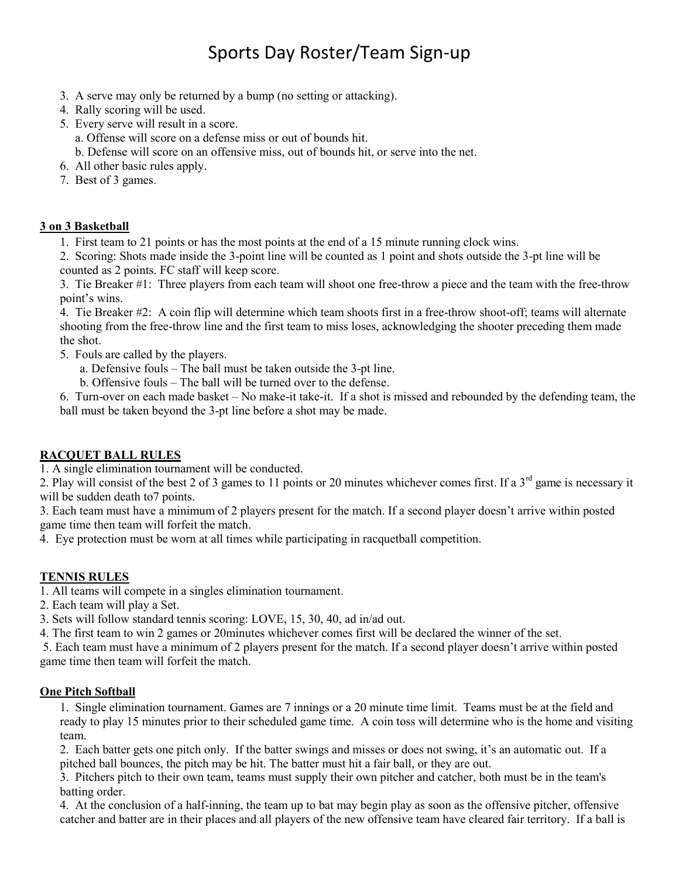# Sports Day Roster/Team Sign-up

3. A serve may only be returned by a bump (no setting or attacking).
4. Rally scoring will be used.
5. Every serve will result in a score.
   a. Offense will score on a defense miss or out of bounds hit.
   b. Defense will score on an offensive miss, out of bounds hit, or serve into the net.
6. All other basic rules apply.
7. Best of 3 games.

**3 on 3 Basketball**

1. First team to 21 points or has the most points at the end of a 15 minute running clock wins.
2. Scoring: Shots made inside the 3-point line will be counted as 1 point and shots outside the 3-pt line will be counted as 2 points. FC staff will keep score.
3. Tie Breaker #1: Three players from each team will shoot one free-throw a piece and the team with the free-throw point's wins.
4. Tie Breaker #2: A coin flip will determine which team shoots first in a free-throw shoot-off; teams will alternate shooting from the free-throw line and the first team to miss loses, acknowledging the shooter preceding them made the shot.
5. Fouls are called by the players.
   a. Defensive fouls – The ball must be taken outside the 3-pt line.
   b. Offensive fouls – The ball will be turned over to the defense.
6. Turn-over on each made basket – No make-it take-it. If a shot is missed and rebounded by the defending team, the ball must be taken beyond the 3-pt line before a shot may be made.

**RACQUET BALL RULES**

1. A single elimination tournament will be conducted.
2. Play will consist of the best 2 of 3 games to 11 points or 20 minutes whichever comes first. If a 3rd game is necessary it will be sudden death to7 points.
3. Each team must have a minimum of 2 players present for the match. If a second player doesn't arrive within posted game time then team will forfeit the match.
4. Eye protection must be worn at all times while participating in racquetball competition.

**TENNIS RULES**

1. All teams will compete in a singles elimination tournament.
2. Each team will play a Set.
3. Sets will follow standard tennis scoring: LOVE, 15, 30, 40, ad in/ad out.
4. The first team to win 2 games or 20minutes whichever comes first will be declared the winner of the set.
5. Each team must have a minimum of 2 players present for the match. If a second player doesn't arrive within posted game time then team will forfeit the match.

**One Pitch Softball**

1. Single elimination tournament. Games are 7 innings or a 20 minute time limit. Teams must be at the field and ready to play 15 minutes prior to their scheduled game time. A coin toss will determine who is the home and visiting team.
2. Each batter gets one pitch only. If the batter swings and misses or does not swing, it's an automatic out. If a pitched ball bounces, the pitch may be hit. The batter must hit a fair ball, or they are out.
3. Pitchers pitch to their own team, teams must supply their own pitcher and catcher, both must be in the team's batting order.
4. At the conclusion of a half-inning, the team up to bat may begin play as soon as the offensive pitcher, offensive catcher and batter are in their places and all players of the new offensive team have cleared fair territory. If a ball is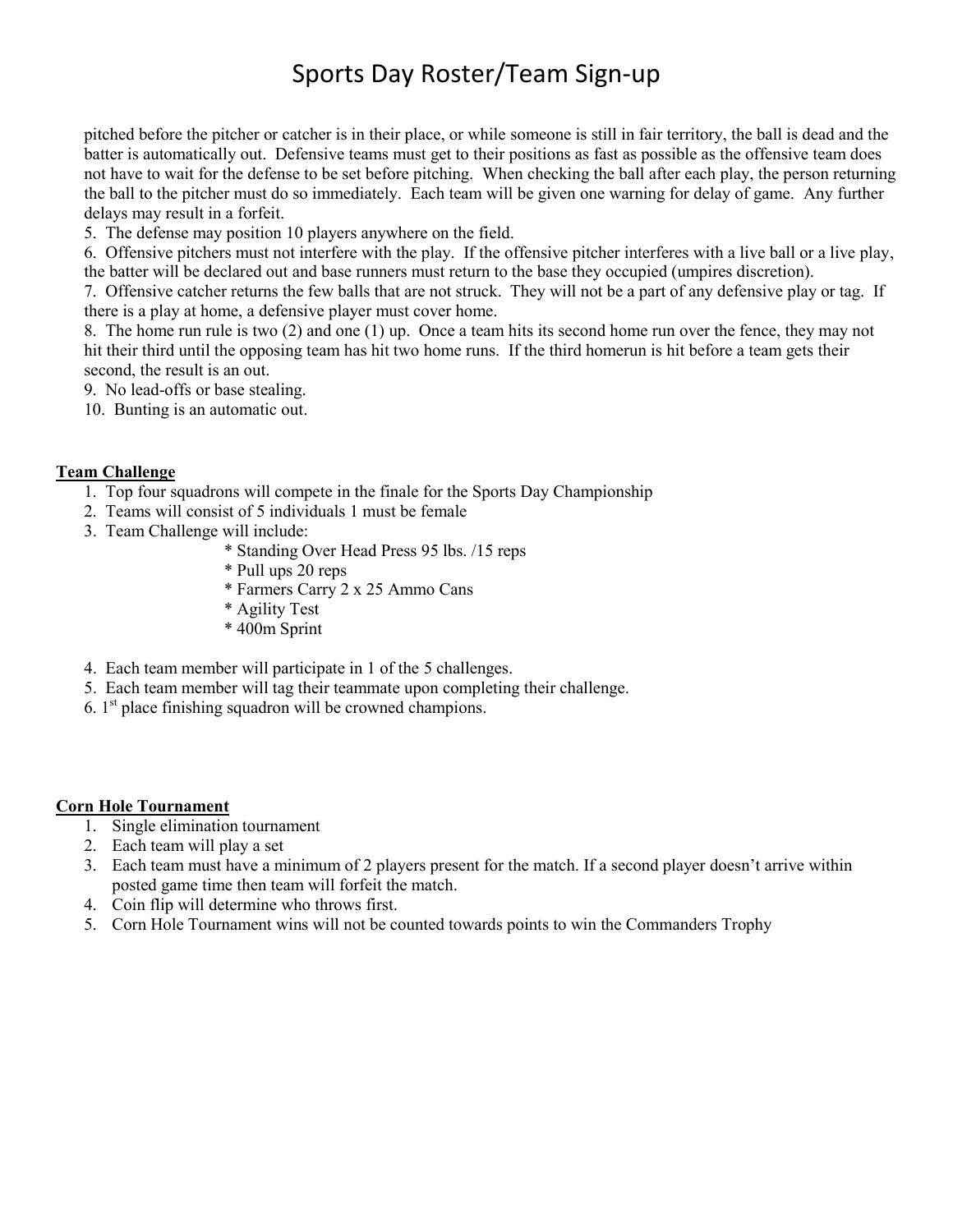# Sports Day Roster/Team Sign-up

pitched before the pitcher or catcher is in their place, or while someone is still in fair territory, the ball is dead and the batter is automatically out. Defensive teams must get to their positions as fast as possible as the offensive team does not have to wait for the defense to be set before pitching. When checking the ball after each play, the person returning the ball to the pitcher must do so immediately. Each team will be given one warning for delay of game. Any further delays may result in a forfeit.

5. The defense may position 10 players anywhere on the field.
6. Offensive pitchers must not interfere with the play. If the offensive pitcher interferes with a live ball or a live play, the batter will be declared out and base runners must return to the base they occupied (umpires discretion).
7. Offensive catcher returns the few balls that are not struck. They will not be a part of any defensive play or tag. If there is a play at home, a defensive player must cover home.
8. The home run rule is two (2) and one (1) up. Once a team hits its second home run over the fence, they may not hit their third until the opposing team has hit two home runs. If the third homerun is hit before a team gets their second, the result is an out.
9. No lead-offs or base stealing.
10. Bunting is an automatic out.

**Team Challenge**

1. Top four squadrons will compete in the finale for the Sports Day Championship
2. Teams will consist of 5 individuals 1 must be female
3. Team Challenge will include:
   * Standing Over Head Press 95 lbs. /15 reps
   * Pull ups 20 reps
   * Farmers Carry 2 x 25 Ammo Cans
   * Agility Test
   * 400m Sprint
4. Each team member will participate in 1 of the 5 challenges.
5. Each team member will tag their teammate upon completing their challenge.
6. 1st place finishing squadron will be crowned champions.

**Corn Hole Tournament**

1. Single elimination tournament
2. Each team will play a set
3. Each team must have a minimum of 2 players present for the match. If a second player doesn't arrive within posted game time then team will forfeit the match.
4. Coin flip will determine who throws first.
5. Corn Hole Tournament wins will not be counted towards points to win the Commanders Trophy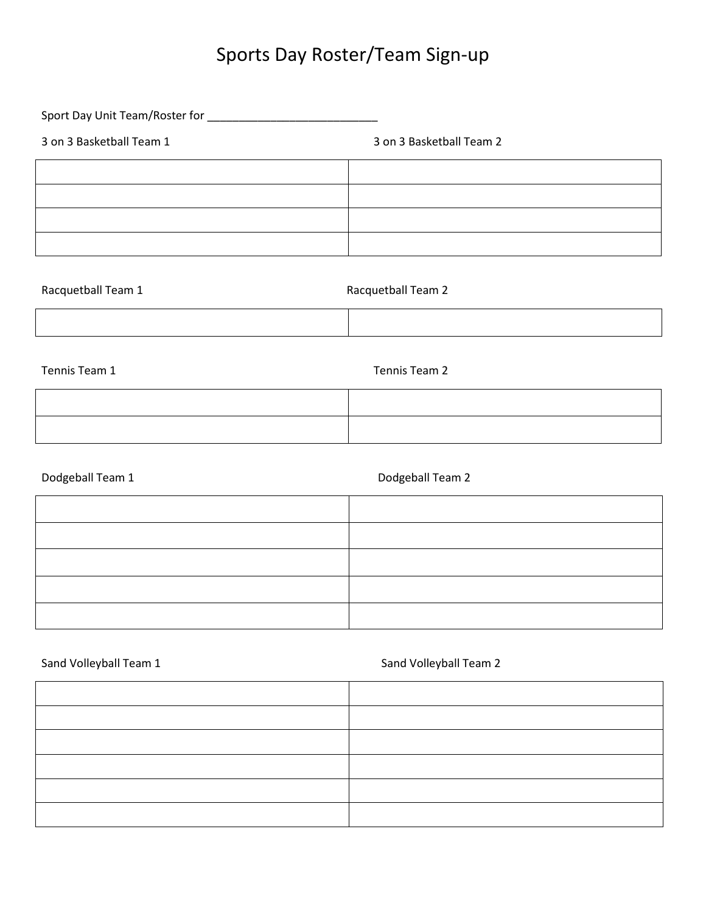# Sports Day Roster/Team Sign-up

Sport Day Unit Team/Roster for ___________________________

| 3 on 3 Basketball Team 1 | 3 on 3 Basketball Team 2 |
|---|---|
| | |
| | |
| | |
| | |

| Racquetball Team 1 | Racquetball Team 2 |
|---|---|
| | |

| Tennis Team 1 | Tennis Team 2 |
|---|---|
| | |
| | |

| Dodgeball Team 1 | Dodgeball Team 2 |
|---|---|
| | |
| | |
| | |
| | |
| | |

| Sand Volleyball Team 1 | Sand Volleyball Team 2 |
|---|---|
| | |
| | |
| | |
| | |
| | |
| | |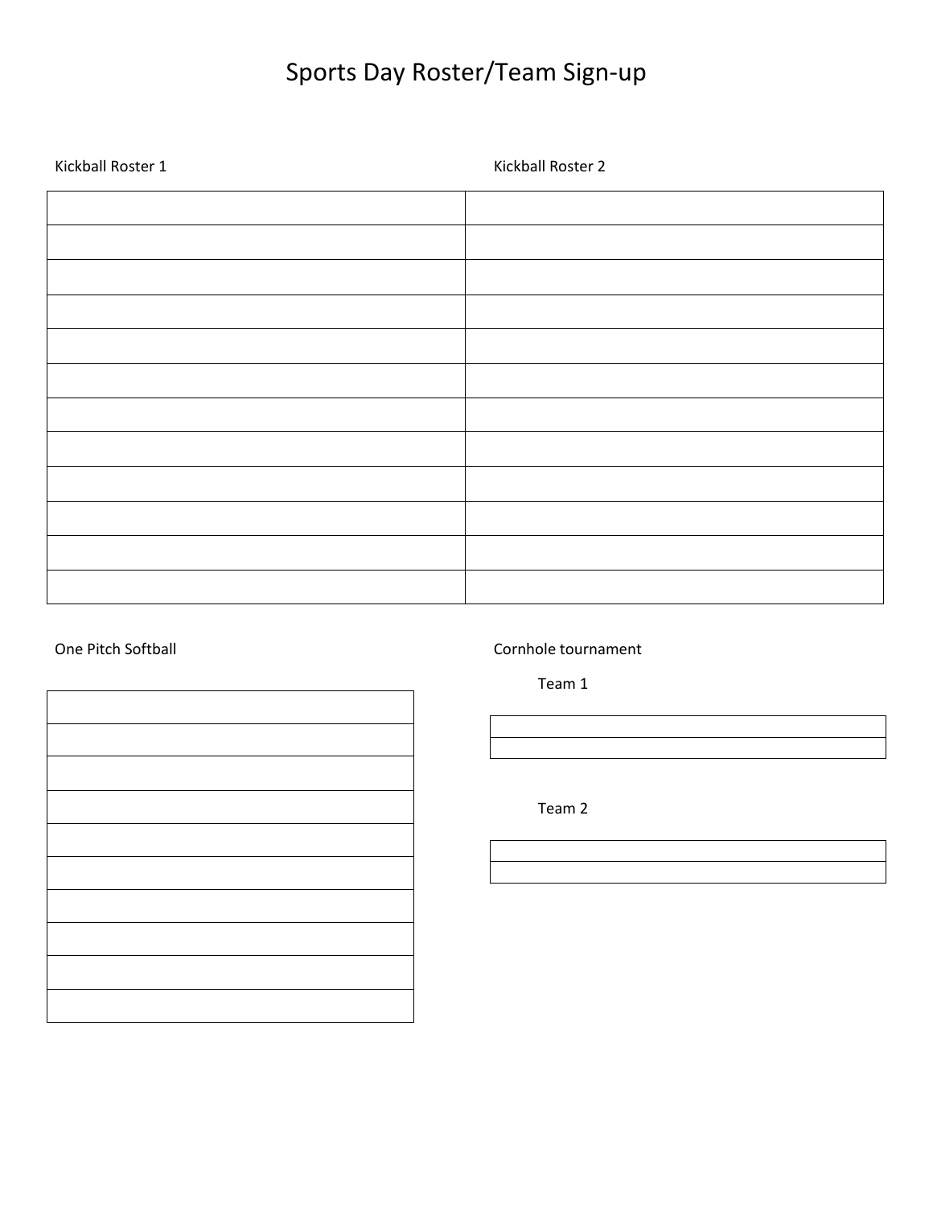# Sports Day Roster/Team Sign-up

| Kickball Roster 1 | Kickball Roster 2 |
|---|---|
| | |
| | |
| | |
| | |
| | |
| | |
| | |
| | |
| | |
| | |
| | |
| | |

One Pitch Softball

| |
|---|
| |
| |
| |
| |
| |
| |
| |
| |
| |
| |

Cornhole tournament

Team 1

| |
|---|
| |
| |

Team 2

| |
|---|
| |
| |